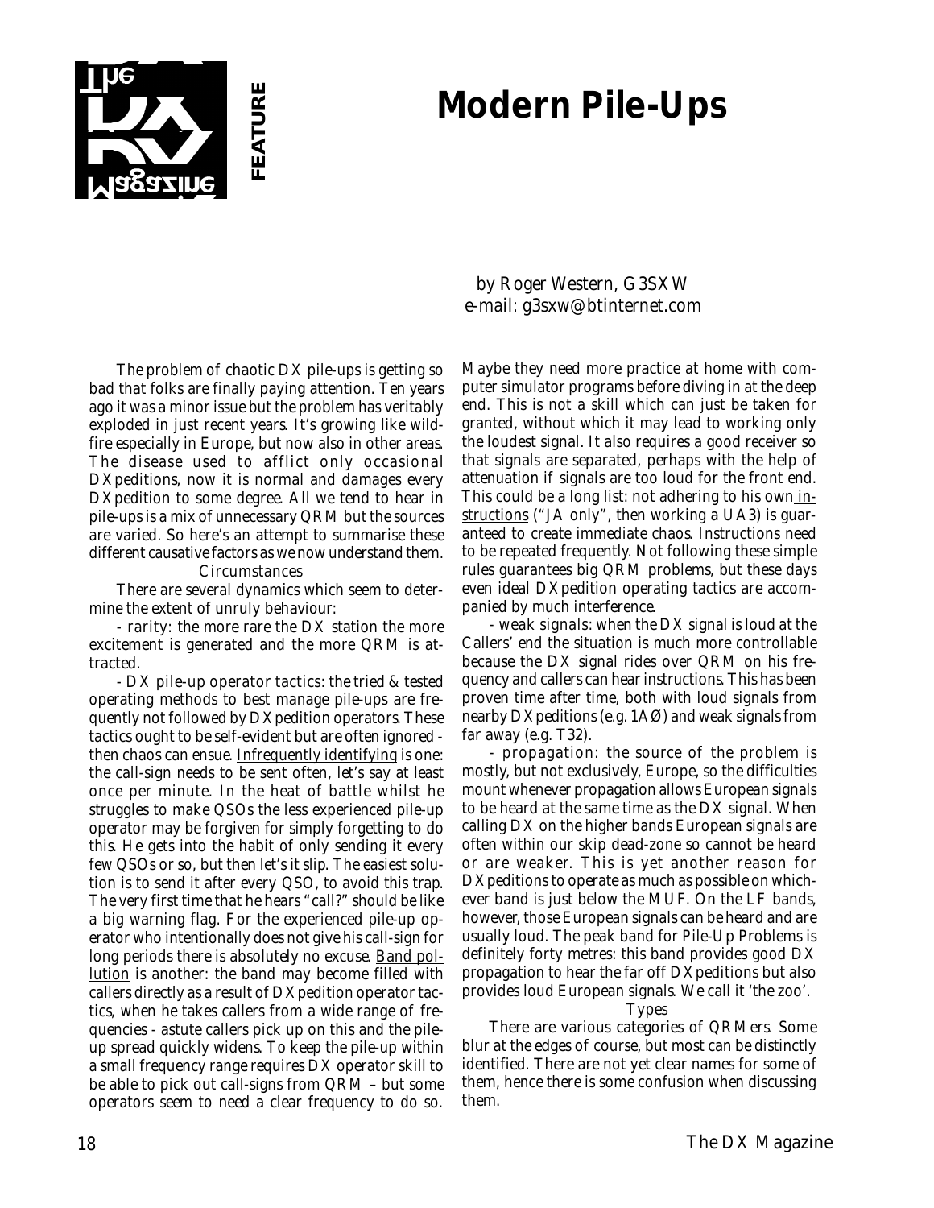FEATURE

# Modern Pile-Ups

by Roger Western, G3SXW
e-mail: g3sxw@btinternet.com

The problem of chaotic DX pile-ups is getting so bad that folks are finally paying attention. Ten years ago it was a minor issue but the problem has veritably exploded in just recent years. It's growing like wildfire especially in Europe, but now also in other areas. The disease used to afflict only occasional DXpeditions, now it is normal and damages every DXpedition to some degree. All we tend to hear in pile-ups is a mix of unnecessary QRM but the sources are varied. So here's an attempt to summarise these different causative factors as we now understand them.

## Circumstances

There are several dynamics which seem to determine the extent of unruly behaviour:

- rarity: the more rare the DX station the more excitement is generated and the more QRM is attracted.

- DX pile-up operator tactics: the tried & tested operating methods to best manage pile-ups are frequently not followed by DXpedition operators. These tactics ought to be self-evident but are often ignored - then chaos can ensue. Infrequently identifying is one: the call-sign needs to be sent often, let's say at least once per minute. In the heat of battle whilst he struggles to make QSOs the less experienced pile-up operator may be forgiven for simply forgetting to do this. He gets into the habit of only sending it every few QSOs or so, but then let's it slip. The easiest solution is to send it after every QSO, to avoid this trap. The very first time that he hears "call?" should be like a big warning flag. For the experienced pile-up operator who intentionally does not give his call-sign for long periods there is absolutely no excuse. Band pollution is another: the band may become filled with callers directly as a result of DXpedition operator tactics, when he takes callers from a wide range of frequencies - astute callers pick up on this and the pile-up spread quickly widens. To keep the pile-up within a small frequency range requires DX operator skill to be able to pick out call-signs from QRM – but some operators seem to need a clear frequency to do so. Maybe they need more practice at home with computer simulator programs before diving in at the deep end. This is not a skill which can just be taken for granted, without which it may lead to working only the loudest signal. It also requires a good receiver so that signals are separated, perhaps with the help of attenuation if signals are too loud for the front end. This could be a long list: not adhering to his own instructions ("JA only", then working a UA3) is guaranteed to create immediate chaos. Instructions need to be repeated frequently. Not following these simple rules guarantees big QRM problems, but these days even ideal DXpedition operating tactics are accompanied by much interference.

- weak signals: when the DX signal is loud at the Callers' end the situation is much more controllable because the DX signal rides over QRM on his frequency and callers can hear instructions. This has been proven time after time, both with loud signals from nearby DXpeditions (e.g. 1AØ) and weak signals from far away (e.g. T32).

- propagation: the source of the problem is mostly, but not exclusively, Europe, so the difficulties mount whenever propagation allows European signals to be heard at the same time as the DX signal. When calling DX on the higher bands European signals are often within our skip dead-zone so cannot be heard or are weaker. This is yet another reason for DXpeditions to operate as much as possible on whichever band is just below the MUF. On the LF bands, however, those European signals can be heard and are usually loud. The peak band for Pile-Up Problems is definitely forty metres: this band provides good DX propagation to hear the far off DXpeditions but also provides loud European signals. We call it 'the zoo'.

## Types

There are various categories of QRMers. Some blur at the edges of course, but most can be distinctly identified. There are not yet clear names for some of them, hence there is some confusion when discussing them.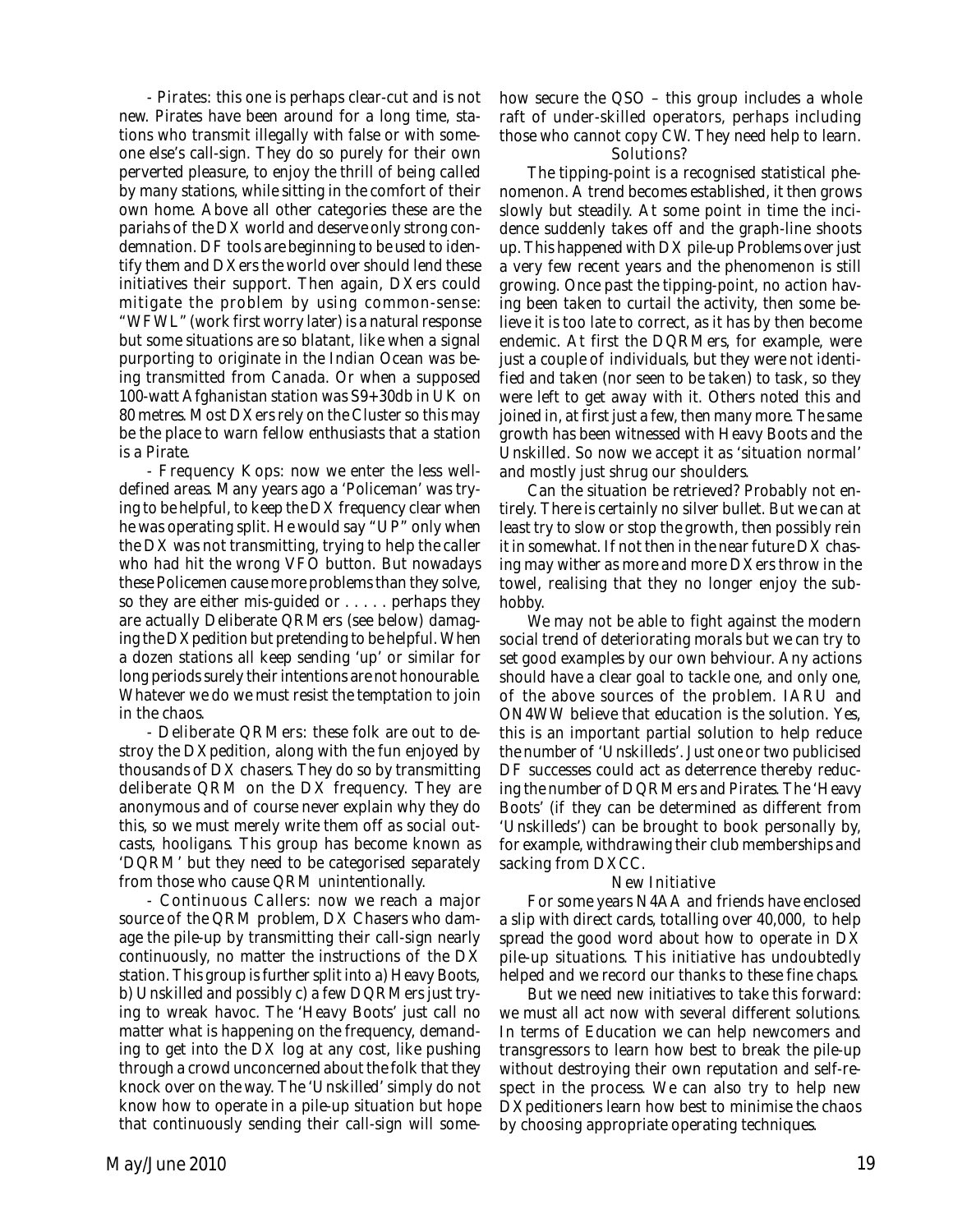- Pirates: this one is perhaps clear-cut and is not new. Pirates have been around for a long time, stations who transmit illegally with false or with someone else's call-sign. They do so purely for their own perverted pleasure, to enjoy the thrill of being called by many stations, while sitting in the comfort of their own home. Above all other categories these are the pariahs of the DX world and deserve only strong condemnation. DF tools are beginning to be used to identify them and DXers the world over should lend these initiatives their support. Then again, DXers could mitigate the problem by using common-sense: "WFWL" (work first worry later) is a natural response but some situations are so blatant, like when a signal purporting to originate in the Indian Ocean was being transmitted from Canada. Or when a supposed 100-watt Afghanistan station was S9+30db in UK on 80 metres. Most DXers rely on the Cluster so this may be the place to warn fellow enthusiasts that a station is a Pirate.

- Frequency Kops: now we enter the less well-defined areas. Many years ago a 'Policeman' was trying to be helpful, to keep the DX frequency clear when he was operating split. He would say "UP" only when the DX was not transmitting, trying to help the caller who had hit the wrong VFO button. But nowadays these Policemen cause more problems than they solve, so they are either mis-guided or . . . . . perhaps they are actually Deliberate QRMers (see below) damaging the DXpedition but pretending to be helpful. When a dozen stations all keep sending 'up' or similar for long periods surely their intentions are not honourable. Whatever we do we must resist the temptation to join in the chaos.

- Deliberate QRMers: these folk are out to destroy the DXpedition, along with the fun enjoyed by thousands of DX chasers. They do so by transmitting deliberate QRM on the DX frequency. They are anonymous and of course never explain why they do this, so we must merely write them off as social outcasts, hooligans. This group has become known as 'DQRM' but they need to be categorised separately from those who cause QRM unintentionally.

- Continuous Callers: now we reach a major source of the QRM problem, DX Chasers who damage the pile-up by transmitting their call-sign nearly continuously, no matter the instructions of the DX station. This group is further split into a) Heavy Boots, b) Unskilled and possibly c) a few DQRMers just trying to wreak havoc. The 'Heavy Boots' just call no matter what is happening on the frequency, demanding to get into the DX log at any cost, like pushing through a crowd unconcerned about the folk that they knock over on the way. The 'Unskilled' simply do not know how to operate in a pile-up situation but hope that continuously sending their call-sign will somehow secure the QSO – this group includes a whole raft of under-skilled operators, perhaps including those who cannot copy CW. They need help to learn.

## Solutions?

The tipping-point is a recognised statistical phenomenon. A trend becomes established, it then grows slowly but steadily. At some point in time the incidence suddenly takes off and the graph-line shoots up. This happened with DX pile-up Problems over just a very few recent years and the phenomenon is still growing. Once past the tipping-point, no action having been taken to curtail the activity, then some believe it is too late to correct, as it has by then become endemic. At first the DQRMers, for example, were just a couple of individuals, but they were not identified and taken (nor seen to be taken) to task, so they were left to get away with it. Others noted this and joined in, at first just a few, then many more. The same growth has been witnessed with Heavy Boots and the Unskilled. So now we accept it as 'situation normal' and mostly just shrug our shoulders.

Can the situation be retrieved? Probably not entirely. There is certainly no silver bullet. But we can at least try to slow or stop the growth, then possibly rein it in somewhat. If not then in the near future DX chasing may wither as more and more DXers throw in the towel, realising that they no longer enjoy the sub-hobby.

We may not be able to fight against the modern social trend of deteriorating morals but we can try to set good examples by our own behviour. Any actions should have a clear goal to tackle one, and only one, of the above sources of the problem. IARU and ON4WW believe that education is the solution. Yes, this is an important partial solution to help reduce the number of 'Unskilleds'. Just one or two publicised DF successes could act as deterrence thereby reducing the number of DQRMers and Pirates. The 'Heavy Boots' (if they can be determined as different from 'Unskilleds') can be brought to book personally by, for example, withdrawing their club memberships and sacking from DXCC.

## New Initiative

For some years N4AA and friends have enclosed a slip with direct cards, totalling over 40,000, to help spread the good word about how to operate in DX pile-up situations. This initiative has undoubtedly helped and we record our thanks to these fine chaps.

But we need new initiatives to take this forward: we must all act now with several different solutions. In terms of Education we can help newcomers and transgressors to learn how best to break the pile-up without destroying their own reputation and self-respect in the process. We can also try to help new DXpeditioners learn how best to minimise the chaos by choosing appropriate operating techniques.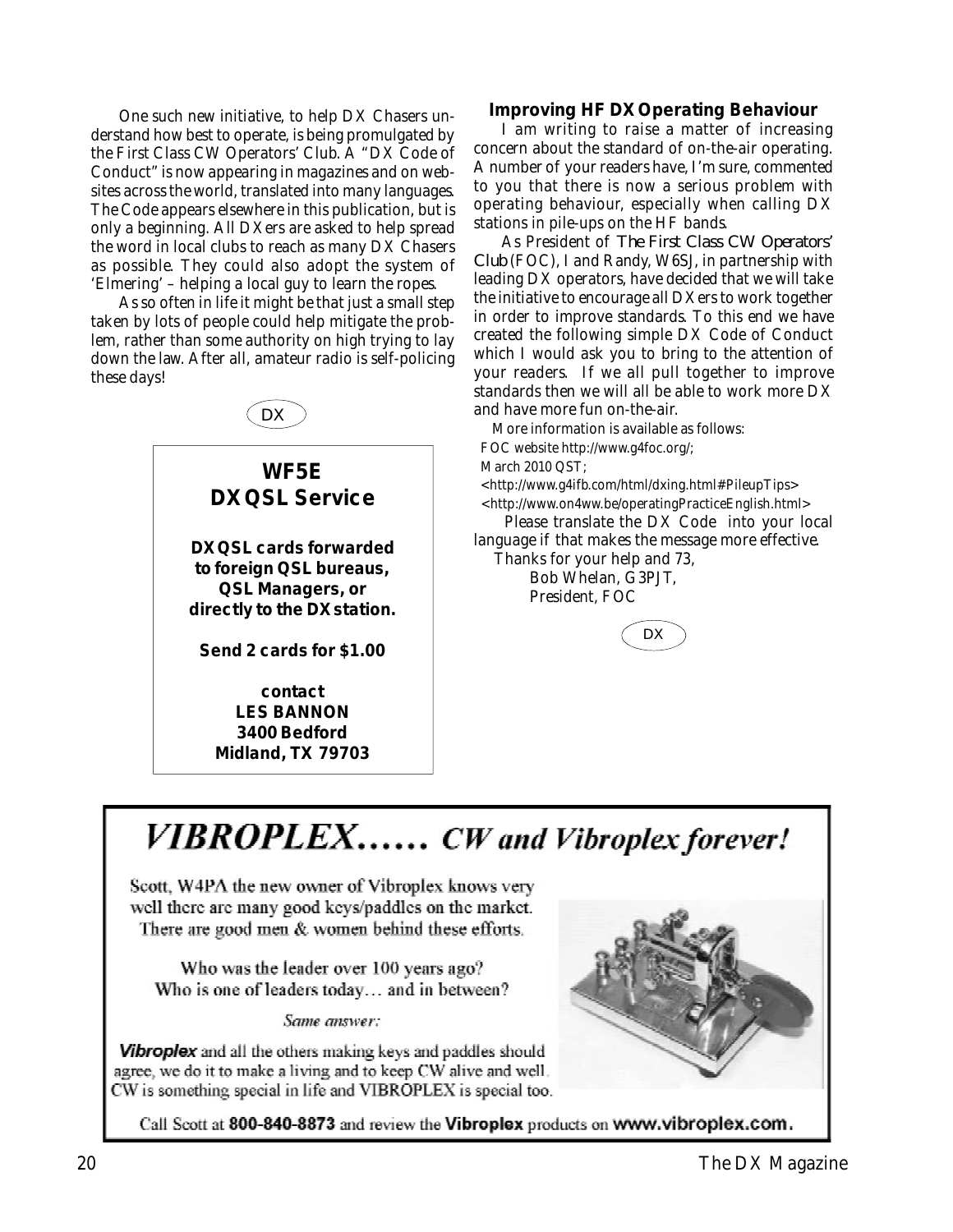One such new initiative, to help DX Chasers understand how best to operate, is being promulgated by the First Class CW Operators' Club. A "DX Code of Conduct" is now appearing in magazines and on websites across the world, translated into many languages. The Code appears elsewhere in this publication, but is only a beginning. All DXers are asked to help spread the word in local clubs to reach as many DX Chasers as possible. They could also adopt the system of 'Elmering' – helping a local guy to learn the ropes.

As so often in life it might be that just a small step taken by lots of people could help mitigate the problem, rather than some authority on high trying to lay down the law. After all, amateur radio is self-policing these days!

**WF5E**
**DX QSL Service**

**DX QSL cards forwarded to foreign QSL bureaus, QSL Managers, or directly to the DX station.**

**Send 2 cards for $1.00**

**contact**
**LES BANNON**
**3400 Bedford**
**Midland, TX 79703**

### Improving HF DX Operating Behaviour

I am writing to raise a matter of increasing concern about the standard of on-the-air operating. A number of your readers have, I'm sure, commented to you that there is now a serious problem with operating behaviour, especially when calling DX stations in pile-ups on the HF bands.

As President of *The First Class CW Operators' Club* (FOC), I and Randy, W6SJ, in partnership with leading DX operators, have decided that we will take the initiative to encourage all DXers to work together in order to improve standards. To this end we have created the following simple DX Code of Conduct which I would ask you to bring to the attention of your readers. If we all pull together to improve standards then we will all be able to work more DX and have more fun on-the-air.

More information is available as follows:

FOC website http://www.g4foc.org/;

March 2010 QST;

<http://www.g4ifb.com/html/dxing.html#PileupTips>

<http://www.on4ww.be/operatingPracticeEnglish.html>

Please translate the DX Code into your local language if that makes the message more effective.

Thanks for your help and 73,

Bob Whelan, G3PJT,
President, FOC

## *VIBROPLEX...... CW and Vibroplex forever!*

Scott, W4PA the new owner of Vibroplex knows very well there are many good keys/paddles on the market. There are good men & women behind these efforts.

Who was the leader over 100 years ago?
Who is one of leaders today… and in between?

*Same answer:*

***Vibroplex*** and all the others making keys and paddles should agree, we do it to make a living and to keep CW alive and well. CW is something special in life and VIBROPLEX is special too.

Call Scott at **800-840-8873** and review the **Vibroplex** products on **www.vibroplex.com.**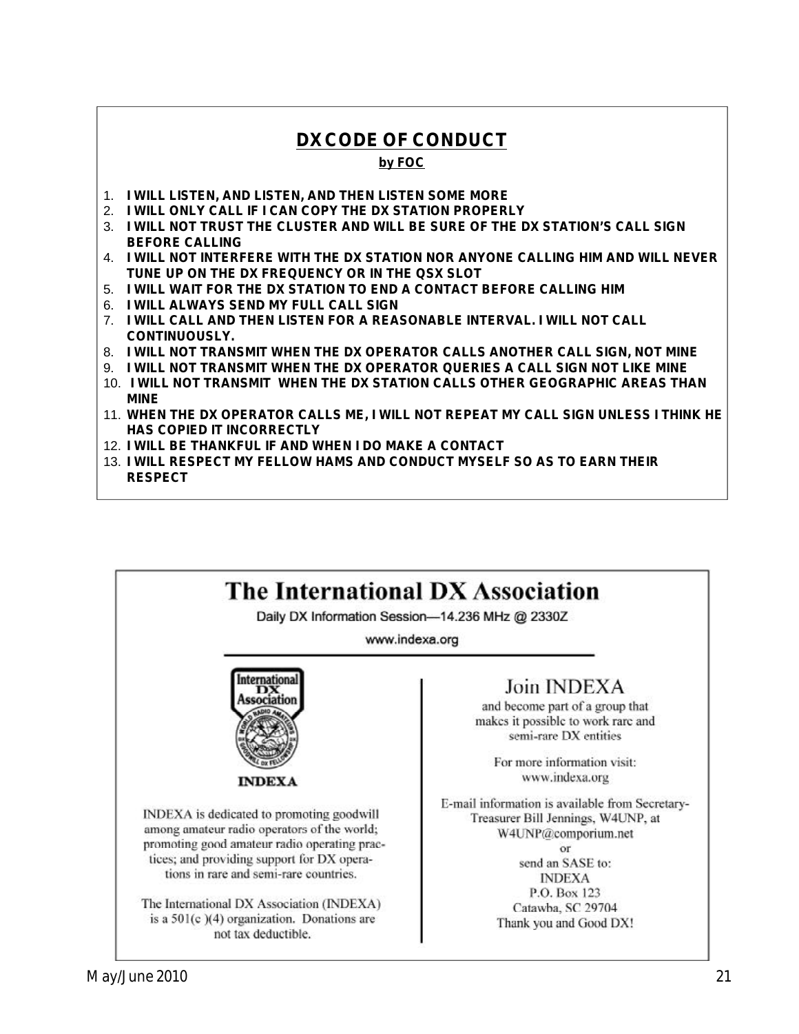## DX CODE OF CONDUCT

**by FOC**

1. **I WILL LISTEN, AND LISTEN, AND THEN LISTEN SOME MORE**
2. **I WILL ONLY CALL IF I CAN COPY THE DX STATION PROPERLY**
3. **I WILL NOT TRUST THE CLUSTER AND WILL BE SURE OF THE DX STATION'S CALL SIGN BEFORE CALLING**
4. **I WILL NOT INTERFERE WITH THE DX STATION NOR ANYONE CALLING HIM AND WILL NEVER TUNE UP ON THE DX FREQUENCY OR IN THE QSX SLOT**
5. **I WILL WAIT FOR THE DX STATION TO END A CONTACT BEFORE CALLING HIM**
6. **I WILL ALWAYS SEND MY FULL CALL SIGN**
7. **I WILL CALL AND THEN LISTEN FOR A REASONABLE INTERVAL. I WILL NOT CALL CONTINUOUSLY.**
8. **I WILL NOT TRANSMIT WHEN THE DX OPERATOR CALLS ANOTHER CALL SIGN, NOT MINE**
9. **I WILL NOT TRANSMIT WHEN THE DX OPERATOR QUERIES A CALL SIGN NOT LIKE MINE**
10. **I WILL NOT TRANSMIT WHEN THE DX STATION CALLS OTHER GEOGRAPHIC AREAS THAN MINE**
11. **WHEN THE DX OPERATOR CALLS ME, I WILL NOT REPEAT MY CALL SIGN UNLESS I THINK HE HAS COPIED IT INCORRECTLY**
12. **I WILL BE THANKFUL IF AND WHEN I DO MAKE A CONTACT**
13. **I WILL RESPECT MY FELLOW HAMS AND CONDUCT MYSELF SO AS TO EARN THEIR RESPECT**

# The International DX Association

Daily DX Information Session—14.236 MHz @ 2330Z

www.indexa.org

**INDEXA**

INDEXA is dedicated to promoting goodwill among amateur radio operators of the world; promoting good amateur radio operating practices; and providing support for DX operations in rare and semi-rare countries.

The International DX Association (INDEXA) is a 501(c )(4) organization. Donations are not tax deductible.

## Join INDEXA

and become part of a group that makes it possible to work rare and semi-rare DX entities

For more information visit: www.indexa.org

E-mail information is available from Secretary-Treasurer Bill Jennings, W4UNP, at W4UNP@comporium.net

or

send an SASE to:
INDEXA
P.O. Box 123
Catawba, SC 29704

Thank you and Good DX!